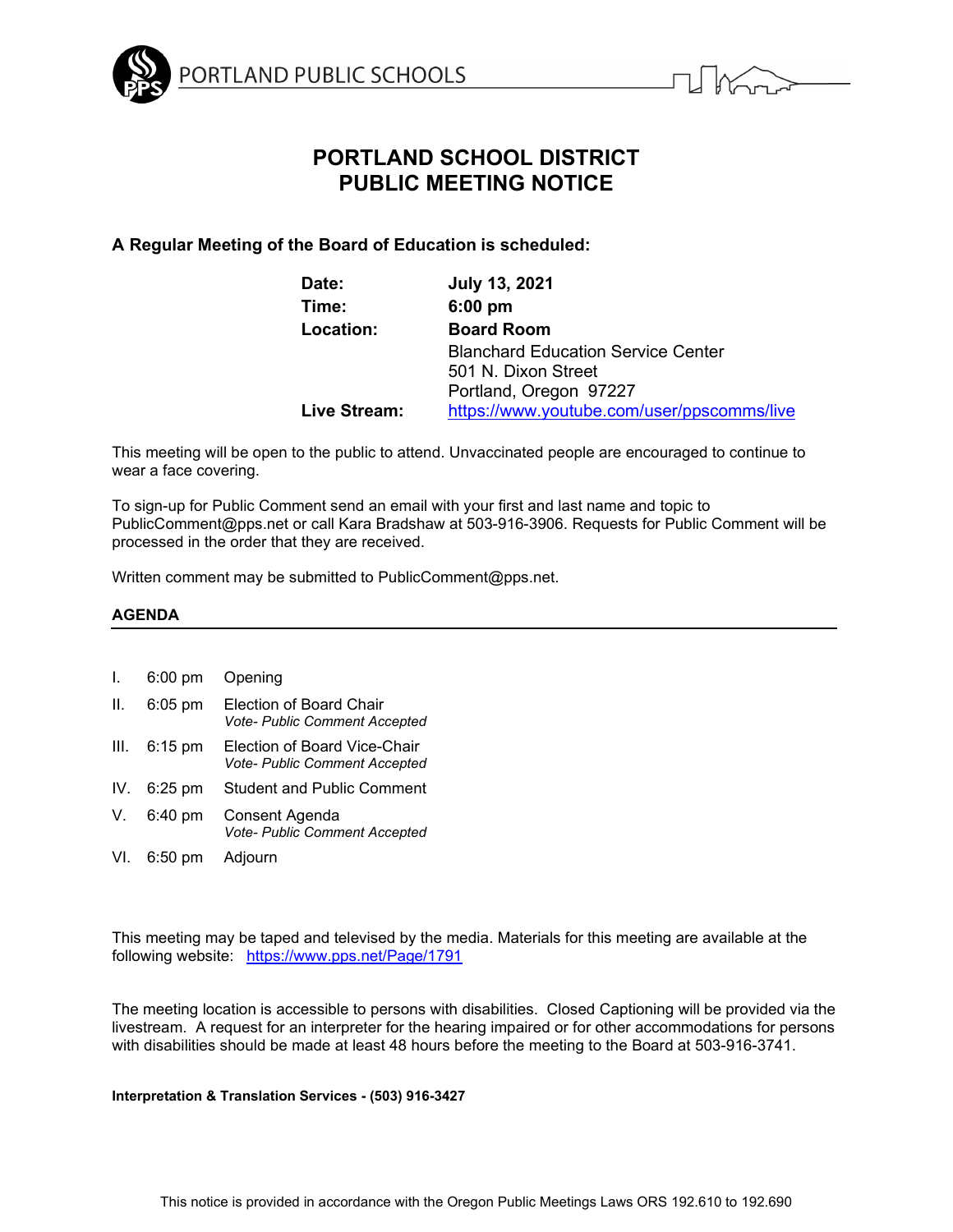PORTLAND PUBLIC SCHOOLS

# PORTLAND SCHOOL DISTRICT
# PUBLIC MEETING NOTICE

**A Regular Meeting of the Board of Education is scheduled:**

| | |
|---|---|
| **Date:** | **July 13, 2021** |
| **Time:** | **6:00 pm** |
| **Location:** | **Board Room**<br>Blanchard Education Service Center<br>501 N. Dixon Street<br>Portland, Oregon 97227 |
| **Live Stream:** | https://www.youtube.com/user/ppscomms/live |

This meeting will be open to the public to attend. Unvaccinated people are encouraged to continue to wear a face covering.

To sign-up for Public Comment send an email with your first and last name and topic to PublicComment@pps.net or call Kara Bradshaw at 503-916-3906. Requests for Public Comment will be processed in the order that they are received.

Written comment may be submitted to PublicComment@pps.net.

**AGENDA**

| | | |
|---|---|---|
| I. | 6:00 pm | Opening |
| II. | 6:05 pm | Election of Board Chair<br>*Vote- Public Comment Accepted* |
| III. | 6:15 pm | Election of Board Vice-Chair<br>*Vote- Public Comment Accepted* |
| IV. | 6:25 pm | Student and Public Comment |
| V. | 6:40 pm | Consent Agenda<br>*Vote- Public Comment Accepted* |
| VI. | 6:50 pm | Adjourn |

This meeting may be taped and televised by the media. Materials for this meeting are available at the following website: https://www.pps.net/Page/1791

The meeting location is accessible to persons with disabilities. Closed Captioning will be provided via the livestream. A request for an interpreter for the hearing impaired or for other accommodations for persons with disabilities should be made at least 48 hours before the meeting to the Board at 503-916-3741.

**Interpretation & Translation Services - (503) 916-3427**

This notice is provided in accordance with the Oregon Public Meetings Laws ORS 192.610 to 192.690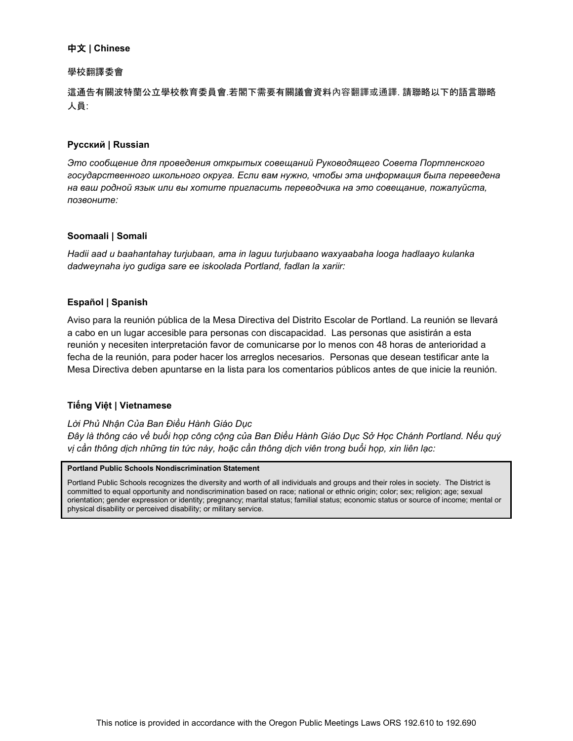**中文 | Chinese**

學校翻譯委會

這通告有關波特蘭公立學校教育委員會.若閣下需要有關議會資料內容翻譯或通譯. 請聯略以下的語言聯略人員:

**Русский | Russian**

*Это сообщение для проведения открытых совещаний Руководящего Совета Портленского государственного школьного округа. Если вам нужно, чтобы эта информация была переведена на ваш родной язык или вы хотите пригласить переводчика на это совещание, пожалуйста, позвоните:*

**Soomaali | Somali**

*Hadii aad u baahantahay turjubaan, ama in laguu turjubaano waxyaabaha looga hadlaayo kulanka dadweynaha iyo gudiga sare ee iskoolada Portland, fadlan la xariir:*

**Español | Spanish**

Aviso para la reunión pública de la Mesa Directiva del Distrito Escolar de Portland. La reunión se llevará a cabo en un lugar accesible para personas con discapacidad. Las personas que asistirán a esta reunión y necesiten interpretación favor de comunicarse por lo menos con 48 horas de anterioridad a fecha de la reunión, para poder hacer los arreglos necesarios. Personas que desean testificar ante la Mesa Directiva deben apuntarse en la lista para los comentarios públicos antes de que inicie la reunión.

**Tiếng Việt | Vietnamese**

*Lời Phủ Nhận Của Ban Điều Hành Giáo Dục*
*Đây là thông cáo về buổi họp công cộng của Ban Điều Hành Giáo Dục Sở Học Chánh Portland. Nếu quý vị cần thông dịch những tin tức này, hoặc cần thông dịch viên trong buổi họp, xin liên lạc:*

**Portland Public Schools Nondiscrimination Statement**

Portland Public Schools recognizes the diversity and worth of all individuals and groups and their roles in society. The District is committed to equal opportunity and nondiscrimination based on race; national or ethnic origin; color; sex; religion; age; sexual orientation; gender expression or identity; pregnancy; marital status; familial status; economic status or source of income; mental or physical disability or perceived disability; or military service.

This notice is provided in accordance with the Oregon Public Meetings Laws ORS 192.610 to 192.690